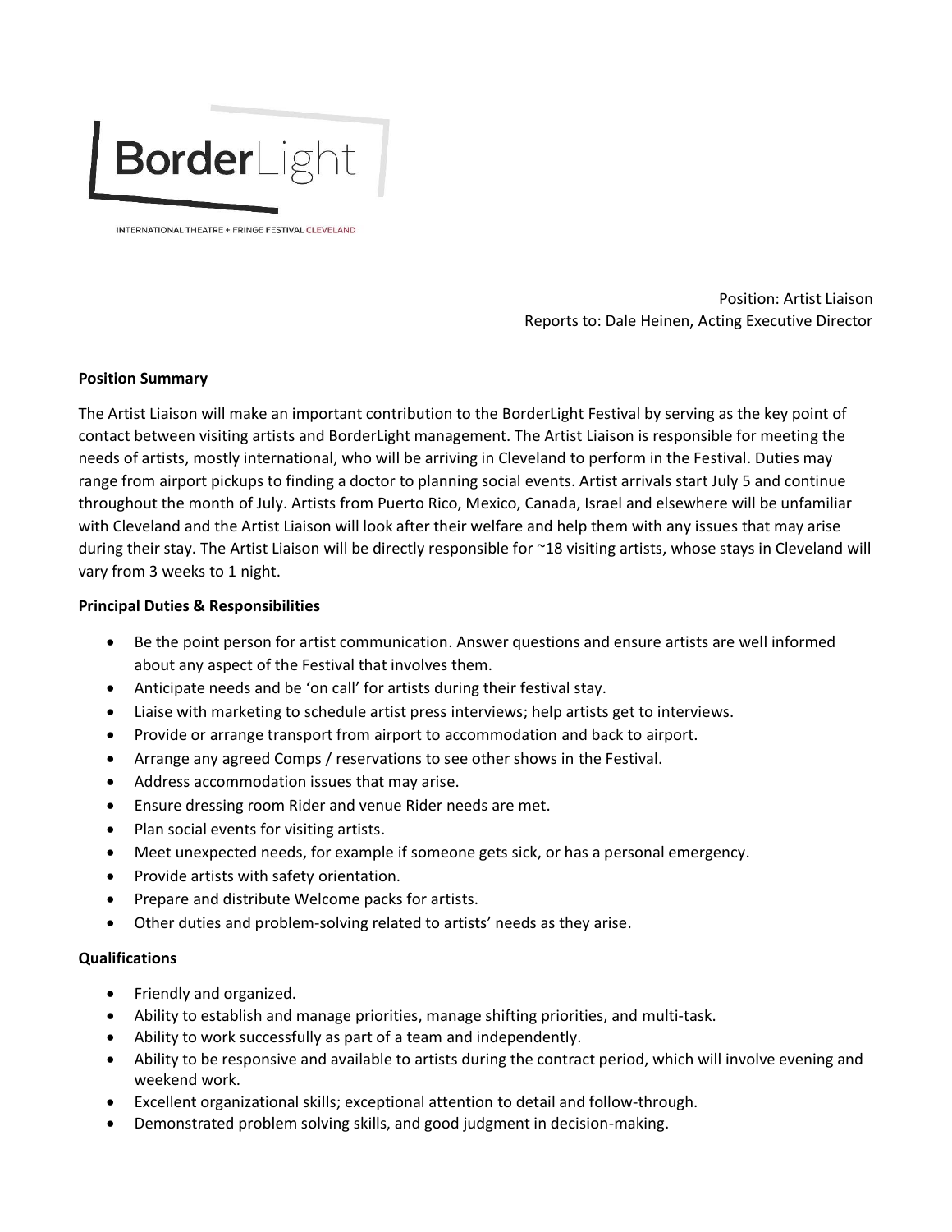BorderLight

INTERNATIONAL THEATRE + FRINGE FESTIVAL CLEVELAND

Position: Artist Liaison
Reports to: Dale Heinen, Acting Executive Director

**Position Summary**

The Artist Liaison will make an important contribution to the BorderLight Festival by serving as the key point of contact between visiting artists and BorderLight management. The Artist Liaison is responsible for meeting the needs of artists, mostly international, who will be arriving in Cleveland to perform in the Festival. Duties may range from airport pickups to finding a doctor to planning social events. Artist arrivals start July 5 and continue throughout the month of July. Artists from Puerto Rico, Mexico, Canada, Israel and elsewhere will be unfamiliar with Cleveland and the Artist Liaison will look after their welfare and help them with any issues that may arise during their stay. The Artist Liaison will be directly responsible for ~18 visiting artists, whose stays in Cleveland will vary from 3 weeks to 1 night.

**Principal Duties & Responsibilities**

- Be the point person for artist communication. Answer questions and ensure artists are well informed about any aspect of the Festival that involves them.
- Anticipate needs and be 'on call' for artists during their festival stay.
- Liaise with marketing to schedule artist press interviews; help artists get to interviews.
- Provide or arrange transport from airport to accommodation and back to airport.
- Arrange any agreed Comps / reservations to see other shows in the Festival.
- Address accommodation issues that may arise.
- Ensure dressing room Rider and venue Rider needs are met.
- Plan social events for visiting artists.
- Meet unexpected needs, for example if someone gets sick, or has a personal emergency.
- Provide artists with safety orientation.
- Prepare and distribute Welcome packs for artists.
- Other duties and problem-solving related to artists' needs as they arise.

**Qualifications**

- Friendly and organized.
- Ability to establish and manage priorities, manage shifting priorities, and multi-task.
- Ability to work successfully as part of a team and independently.
- Ability to be responsive and available to artists during the contract period, which will involve evening and weekend work.
- Excellent organizational skills; exceptional attention to detail and follow-through.
- Demonstrated problem solving skills, and good judgment in decision-making.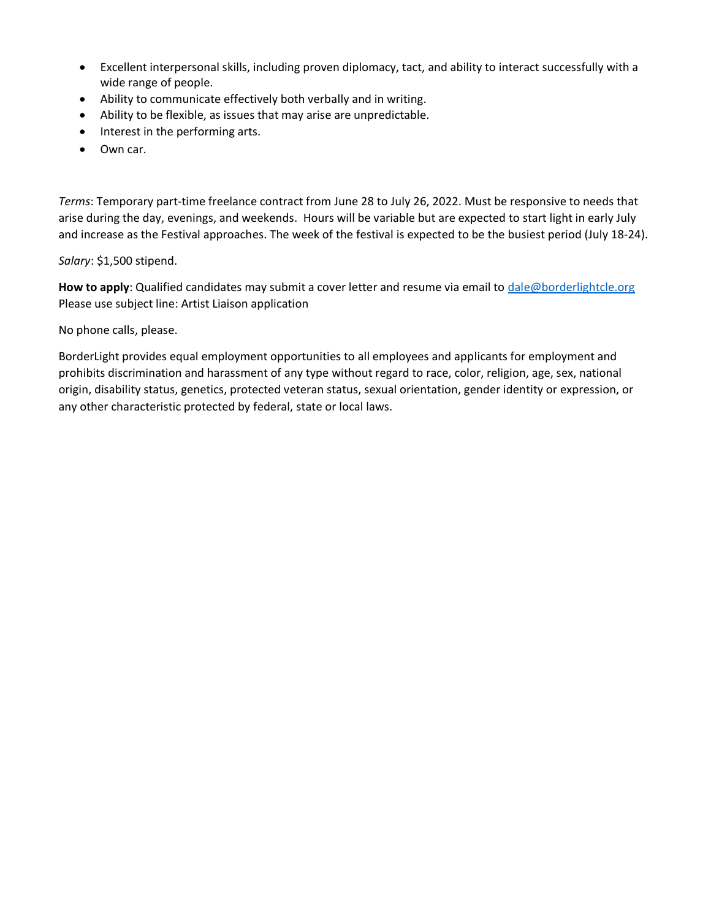- Excellent interpersonal skills, including proven diplomacy, tact, and ability to interact successfully with a wide range of people.
- Ability to communicate effectively both verbally and in writing.
- Ability to be flexible, as issues that may arise are unpredictable.
- Interest in the performing arts.
- Own car.

*Terms*: Temporary part-time freelance contract from June 28 to July 26, 2022. Must be responsive to needs that arise during the day, evenings, and weekends. Hours will be variable but are expected to start light in early July and increase as the Festival approaches. The week of the festival is expected to be the busiest period (July 18-24).

*Salary*: $1,500 stipend.

**How to apply**: Qualified candidates may submit a cover letter and resume via email to [dale@borderlightcle.org](mailto:dale@borderlightcle.org)
Please use subject line: Artist Liaison application

No phone calls, please.

BorderLight provides equal employment opportunities to all employees and applicants for employment and prohibits discrimination and harassment of any type without regard to race, color, religion, age, sex, national origin, disability status, genetics, protected veteran status, sexual orientation, gender identity or expression, or any other characteristic protected by federal, state or local laws.